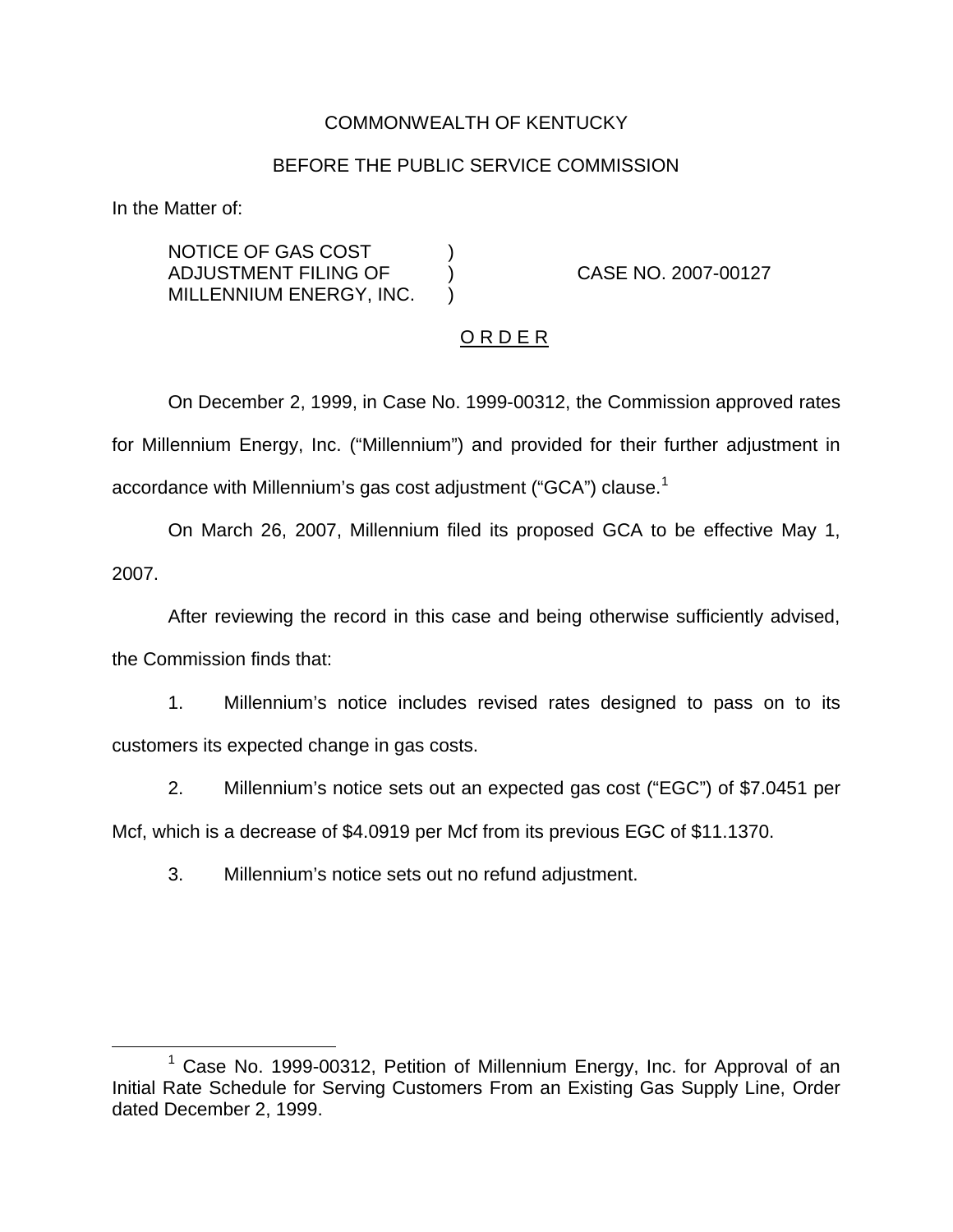COMMONWEALTH OF KENTUCKY

BEFORE THE PUBLIC SERVICE COMMISSION

In the Matter of:

NOTICE OF GAS COST ADJUSTMENT FILING OF MILLENNIUM ENERGY, INC. ) CASE NO. 2007-00127

O R D E R

On December 2, 1999, in Case No. 1999-00312, the Commission approved rates for Millennium Energy, Inc. ("Millennium") and provided for their further adjustment in accordance with Millennium's gas cost adjustment ("GCA") clause.[1]

On March 26, 2007, Millennium filed its proposed GCA to be effective May 1, 2007.

After reviewing the record in this case and being otherwise sufficiently advised, the Commission finds that:

1. Millennium's notice includes revised rates designed to pass on to its customers its expected change in gas costs.

2. Millennium's notice sets out an expected gas cost ("EGC") of $7.0451 per Mcf, which is a decrease of $4.0919 per Mcf from its previous EGC of $11.1370.

3. Millennium's notice sets out no refund adjustment.

---

[1] Case No. 1999-00312, Petition of Millennium Energy, Inc. for Approval of an Initial Rate Schedule for Serving Customers From an Existing Gas Supply Line, Order dated December 2, 1999.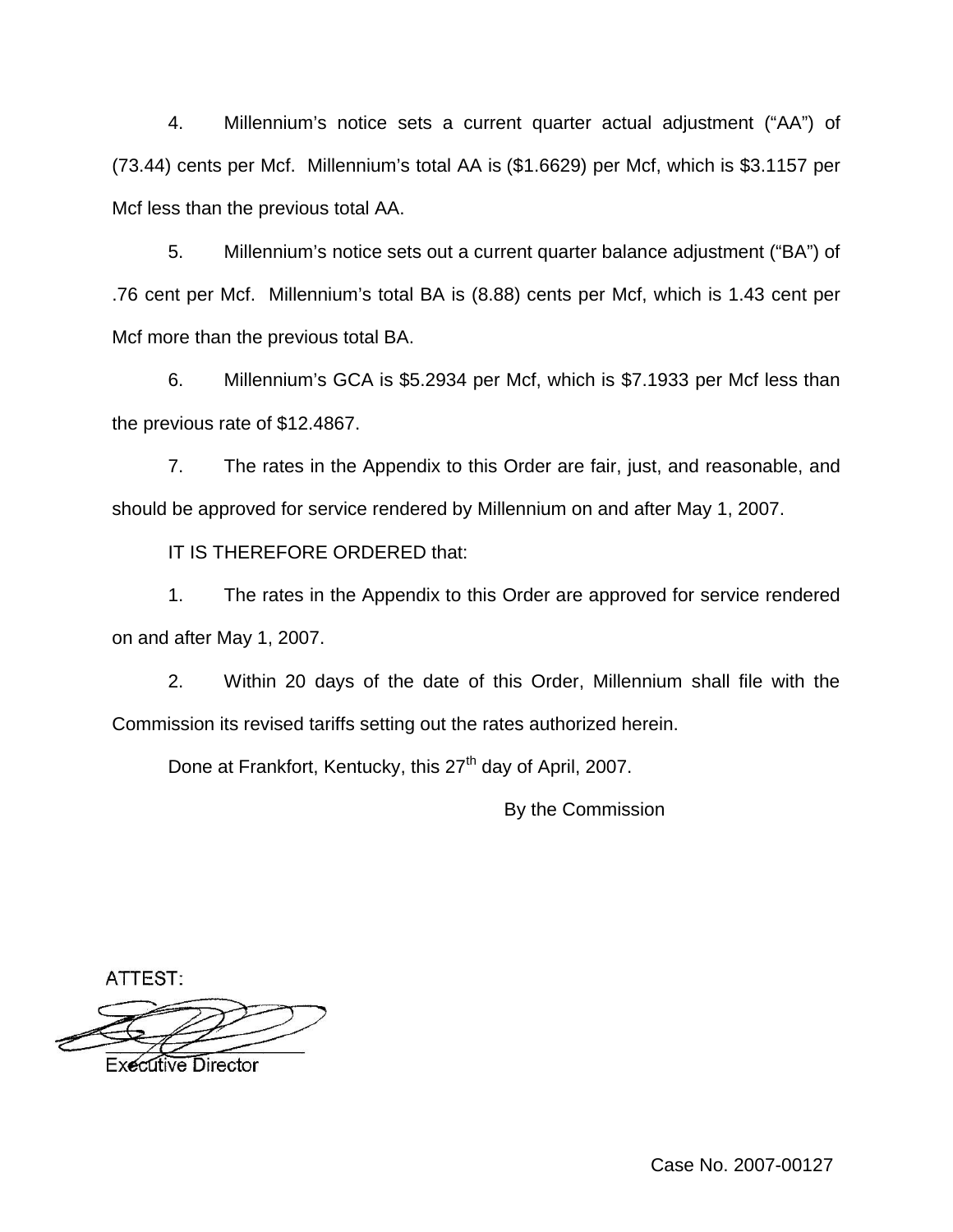4. Millennium's notice sets a current quarter actual adjustment ("AA") of (73.44) cents per Mcf. Millennium's total AA is ($1.6629) per Mcf, which is $3.1157 per Mcf less than the previous total AA.

5. Millennium's notice sets out a current quarter balance adjustment ("BA") of .76 cent per Mcf. Millennium's total BA is (8.88) cents per Mcf, which is 1.43 cent per Mcf more than the previous total BA.

6. Millennium's GCA is $5.2934 per Mcf, which is $7.1933 per Mcf less than the previous rate of $12.4867.

7. The rates in the Appendix to this Order are fair, just, and reasonable, and should be approved for service rendered by Millennium on and after May 1, 2007.

IT IS THEREFORE ORDERED that:

1. The rates in the Appendix to this Order are approved for service rendered on and after May 1, 2007.

2. Within 20 days of the date of this Order, Millennium shall file with the Commission its revised tariffs setting out the rates authorized herein.

Done at Frankfort, Kentucky, this 27th day of April, 2007.

By the Commission

ATTEST:

Executive Director

Case No. 2007-00127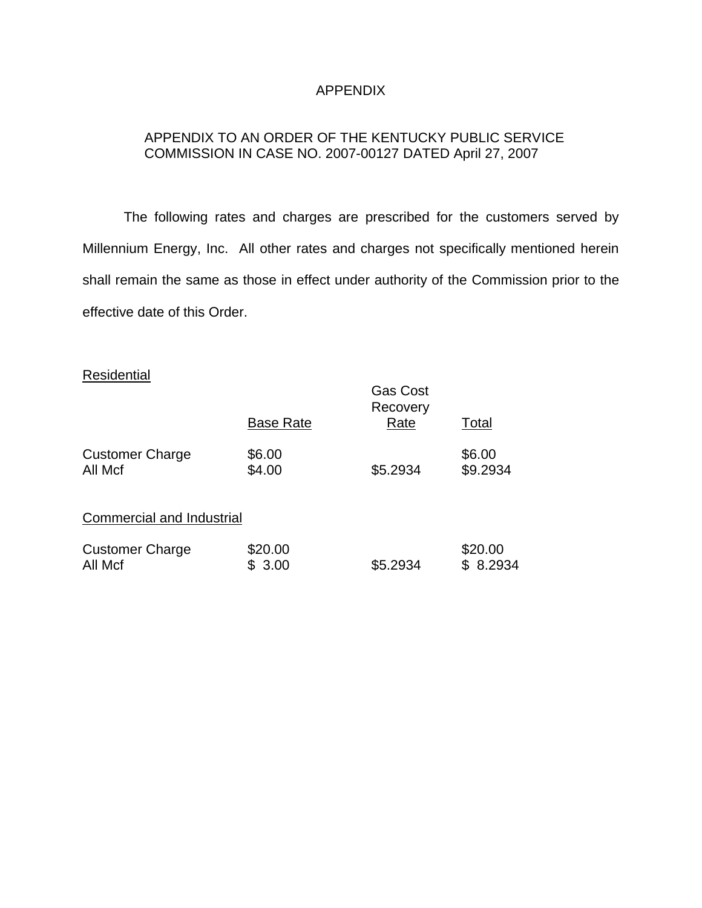# APPENDIX

APPENDIX TO AN ORDER OF THE KENTUCKY PUBLIC SERVICE COMMISSION IN CASE NO. 2007-00127 DATED April 27, 2007

The following rates and charges are prescribed for the customers served by Millennium Energy, Inc. All other rates and charges not specifically mentioned herein shall remain the same as those in effect under authority of the Commission prior to the effective date of this Order.

Residential

| | Base Rate | Gas Cost Recovery Rate | Total |
|---|---|---|---|
| Customer Charge | $6.00 | | $6.00 |
| All Mcf | $4.00 | $5.2934 | $9.2934 |

Commercial and Industrial

| | | | |
|---|---|---|---|
| Customer Charge | $20.00 | | $20.00 |
| All Mcf | $ 3.00 | $5.2934 | $ 8.2934 |